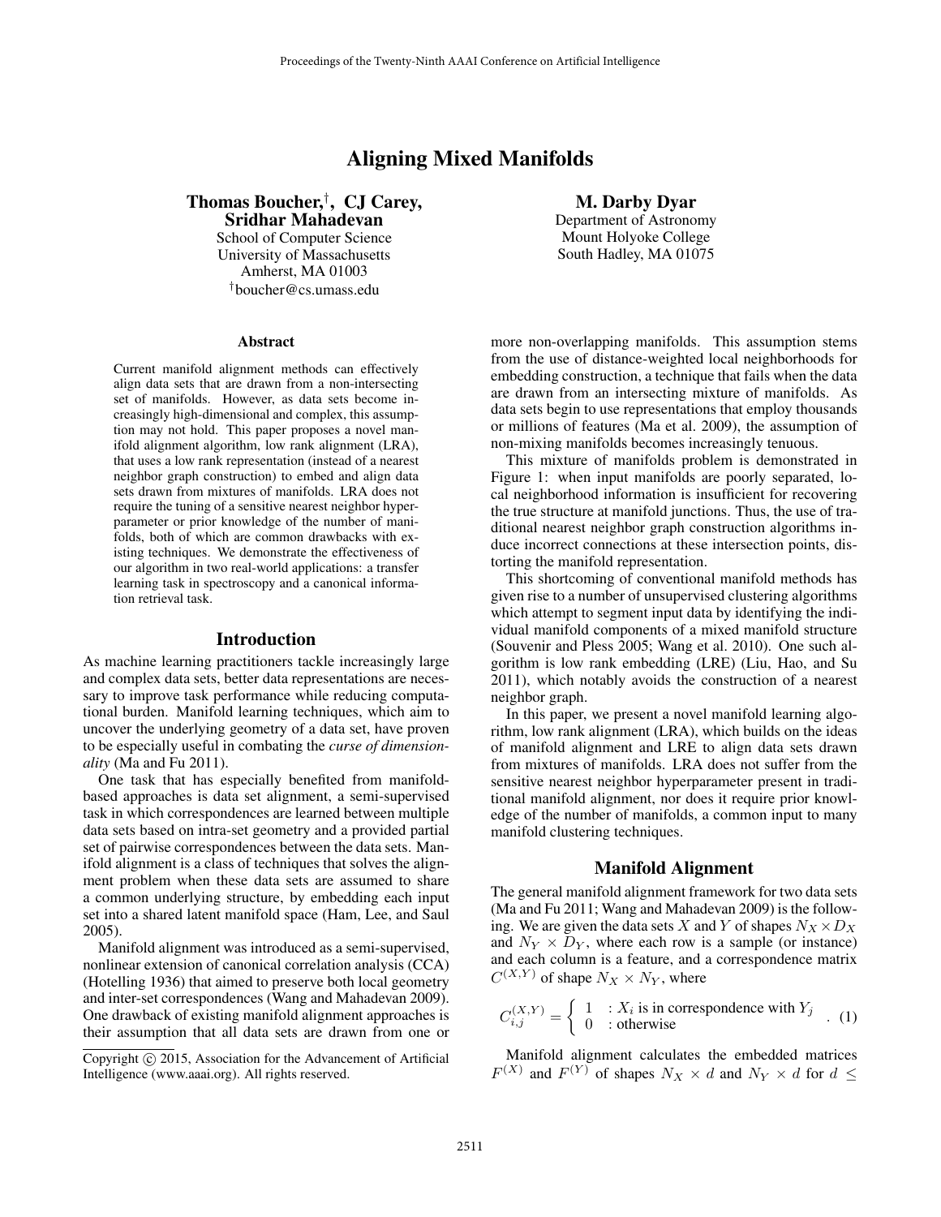# Aligning Mixed Manifolds

**Thomas Boucher,[†] CJ Carey, Sridhar Mahadevan**
School of Computer Science
University of Massachusetts
Amherst, MA 01003
[†]boucher@cs.umass.edu

**M. Darby Dyar**
Department of Astronomy
Mount Holyoke College
South Hadley, MA 01075

### Abstract

Current manifold alignment methods can effectively align data sets that are drawn from a non-intersecting set of manifolds. However, as data sets become increasingly high-dimensional and complex, this assumption may not hold. This paper proposes a novel manifold alignment algorithm, low rank alignment (LRA), that uses a low rank representation (instead of a nearest neighbor graph construction) to embed and align data sets drawn from mixtures of manifolds. LRA does not require the tuning of a sensitive nearest neighbor hyperparameter or prior knowledge of the number of manifolds, both of which are common drawbacks with existing techniques. We demonstrate the effectiveness of our algorithm in two real-world applications: a transfer learning task in spectroscopy and a canonical information retrieval task.

## Introduction

As machine learning practitioners tackle increasingly large and complex data sets, better data representations are necessary to improve task performance while reducing computational burden. Manifold learning techniques, which aim to uncover the underlying geometry of a data set, have proven to be especially useful in combating the *curse of dimensionality* (Ma and Fu 2011).

One task that has especially benefited from manifold-based approaches is data set alignment, a semi-supervised task in which correspondences are learned between multiple data sets based on intra-set geometry and a provided partial set of pairwise correspondences between the data sets. Manifold alignment is a class of techniques that solves the alignment problem when these data sets are assumed to share a common underlying structure, by embedding each input set into a shared latent manifold space (Ham, Lee, and Saul 2005).

Manifold alignment was introduced as a semi-supervised, nonlinear extension of canonical correlation analysis (CCA) (Hotelling 1936) that aimed to preserve both local geometry and inter-set correspondences (Wang and Mahadevan 2009). One drawback of existing manifold alignment approaches is their assumption that all data sets are drawn from one or more non-overlapping manifolds. This assumption stems from the use of distance-weighted local neighborhoods for embedding construction, a technique that fails when the data are drawn from an intersecting mixture of manifolds. As data sets begin to use representations that employ thousands or millions of features (Ma et al. 2009), the assumption of non-mixing manifolds becomes increasingly tenuous.

This mixture of manifolds problem is demonstrated in Figure 1: when input manifolds are poorly separated, local neighborhood information is insufficient for recovering the true structure at manifold junctions. Thus, the use of traditional nearest neighbor graph construction algorithms induce incorrect connections at these intersection points, distorting the manifold representation.

This shortcoming of conventional manifold methods has given rise to a number of unsupervised clustering algorithms which attempt to segment input data by identifying the individual manifold components of a mixed manifold structure (Souvenir and Pless 2005; Wang et al. 2010). One such algorithm is low rank embedding (LRE) (Liu, Hao, and Su 2011), which notably avoids the construction of a nearest neighbor graph.

In this paper, we present a novel manifold learning algorithm, low rank alignment (LRA), which builds on the ideas of manifold alignment and LRE to align data sets drawn from mixtures of manifolds. LRA does not suffer from the sensitive nearest neighbor hyperparameter present in traditional manifold alignment, nor does it require prior knowledge of the number of manifolds, a common input to many manifold clustering techniques.

## Manifold Alignment

The general manifold alignment framework for two data sets (Ma and Fu 2011; Wang and Mahadevan 2009) is the following. We are given the data sets $X$ and $Y$ of shapes $N_X \times D_X$ and $N_Y \times D_Y$, where each row is a sample (or instance) and each column is a feature, and a correspondence matrix $C^{(X,Y)}$ of shape $N_X \times N_Y$, where

$$C_{i,j}^{(X,Y)} = \begin{cases} 1 & : X_i \text{ is in correspondence with } Y_j \\ 0 & : \text{otherwise} \end{cases} . \quad (1)$$

Manifold alignment calculates the embedded matrices $F^{(X)}$ and $F^{(Y)}$ of shapes $N_X \times d$ and $N_Y \times d$ for $d \leq$

Copyright © 2015, Association for the Advancement of Artificial Intelligence (www.aaai.org). All rights reserved.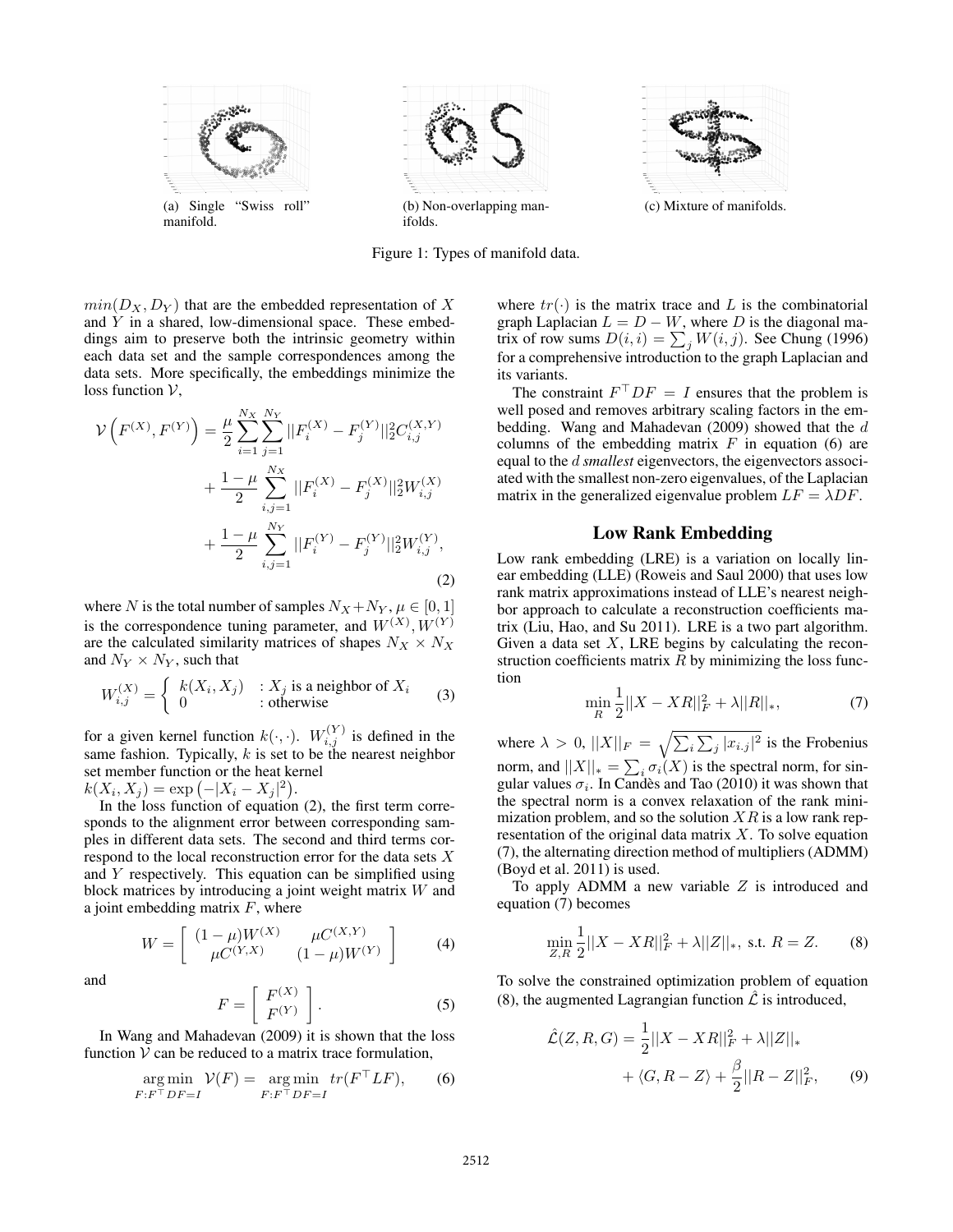(a) Single "Swiss roll" manifold.

(b) Non-overlapping manifolds.

(c) Mixture of manifolds.

Figure 1: Types of manifold data.

$min(D_X, D_Y)$ that are the embedded representation of $X$ and $Y$ in a shared, low-dimensional space. These embeddings aim to preserve both the intrinsic geometry within each data set and the sample correspondences among the data sets. More specifically, the embeddings minimize the loss function $\mathcal{V}$,

$$
\begin{aligned}
\mathcal{V}\left(F^{(X)}, F^{(Y)}\right) &= \frac{\mu}{2}\sum_{i=1}^{N_X}\sum_{j=1}^{N_Y}||F_i^{(X)} - F_j^{(Y)}||_2^2 C_{i,j}^{(X,Y)} \\
&+ \frac{1-\mu}{2}\sum_{i,j=1}^{N_X}||F_i^{(X)} - F_j^{(X)}||_2^2 W_{i,j}^{(X)} \\
&+ \frac{1-\mu}{2}\sum_{i,j=1}^{N_Y}||F_i^{(Y)} - F_j^{(Y)}||_2^2 W_{i,j}^{(Y)},
\end{aligned} \tag{2}
$$

where $N$ is the total number of samples $N_X + N_Y$, $\mu \in [0, 1]$ is the correspondence tuning parameter, and $W^{(X)}, W^{(Y)}$ are the calculated similarity matrices of shapes $N_X \times N_X$ and $N_Y \times N_Y$, such that

$$
W_{i,j}^{(X)} = \begin{cases} k(X_i, X_j) & : X_j \text{ is a neighbor of } X_i \\ 0 & : \text{otherwise} \end{cases} \tag{3}
$$

for a given kernel function $k(\cdot,\cdot)$. $W_{i,j}^{(Y)}$ is defined in the same fashion. Typically, $k$ is set to be the nearest neighbor set member function or the heat kernel $k(X_i, X_j) = \exp\left(-|X_i - X_j|^2\right)$.

In the loss function of equation (2), the first term corresponds to the alignment error between corresponding samples in different data sets. The second and third terms correspond to the local reconstruction error for the data sets $X$ and $Y$ respectively. This equation can be simplified using block matrices by introducing a joint weight matrix $W$ and a joint embedding matrix $F$, where

$$
W = \begin{bmatrix} (1-\mu)W^{(X)} & \mu C^{(X,Y)} \\ \mu C^{(Y,X)} & (1-\mu)W^{(Y)} \end{bmatrix} \tag{4}
$$

and

$$
F = \begin{bmatrix} F^{(X)} \\ F^{(Y)} \end{bmatrix}. \tag{5}
$$

In Wang and Mahadevan (2009) it is shown that the loss function $\mathcal{V}$ can be reduced to a matrix trace formulation,

$$
\underset{F:F^\top DF = I}{\arg\min}\ \mathcal{V}(F) = \underset{F:F^\top DF = I}{\arg\min}\ tr(F^\top LF), \tag{6}
$$

where $tr(\cdot)$ is the matrix trace and $L$ is the combinatorial graph Laplacian $L = D - W$, where $D$ is the diagonal matrix of row sums $D(i,i) = \sum_j W(i,j)$. See Chung (1996) for a comprehensive introduction to the graph Laplacian and its variants.

The constraint $F^\top DF = I$ ensures that the problem is well posed and removes arbitrary scaling factors in the embedding. Wang and Mahadevan (2009) showed that the $d$ columns of the embedding matrix $F$ in equation (6) are equal to the $d$ *smallest* eigenvectors, the eigenvectors associated with the smallest non-zero eigenvalues, of the Laplacian matrix in the generalized eigenvalue problem $LF = \lambda DF$.

## Low Rank Embedding

Low rank embedding (LRE) is a variation on locally linear embedding (LLE) (Roweis and Saul 2000) that uses low rank matrix approximations instead of LLE's nearest neighbor approach to calculate a reconstruction coefficients matrix (Liu, Hao, and Su 2011). LRE is a two part algorithm. Given a data set $X$, LRE begins by calculating the reconstruction coefficients matrix $R$ by minimizing the loss function

$$
\min_R \frac{1}{2}||X - XR||_F^2 + \lambda||R||_*, \tag{7}
$$

where $\lambda > 0$, $||X||_F = \sqrt{\sum_i \sum_j |x_{i,j}|^2}$ is the Frobenius norm, and $||X||_* = \sum_i \sigma_i(X)$ is the spectral norm, for singular values $\sigma_i$. In Candès and Tao (2010) it was shown that the spectral norm is a convex relaxation of the rank minimization problem, and so the solution $XR$ is a low rank representation of the original data matrix $X$. To solve equation (7), the alternating direction method of multipliers (ADMM) (Boyd et al. 2011) is used.

To apply ADMM a new variable $Z$ is introduced and equation (7) becomes

$$
\min_{Z,R} \frac{1}{2}||X - XR||_F^2 + \lambda||Z||_*, \text{ s.t. } R = Z. \tag{8}
$$

To solve the constrained optimization problem of equation (8), the augmented Lagrangian function $\hat{\mathcal{L}}$ is introduced,

$$
\begin{aligned}
\hat{\mathcal{L}}(Z, R, G) &= \frac{1}{2}||X - XR||_F^2 + \lambda||Z||_* \\
&+ \langle G, R - Z\rangle + \frac{\beta}{2}||R - Z||_F^2,
\end{aligned} \tag{9}
$$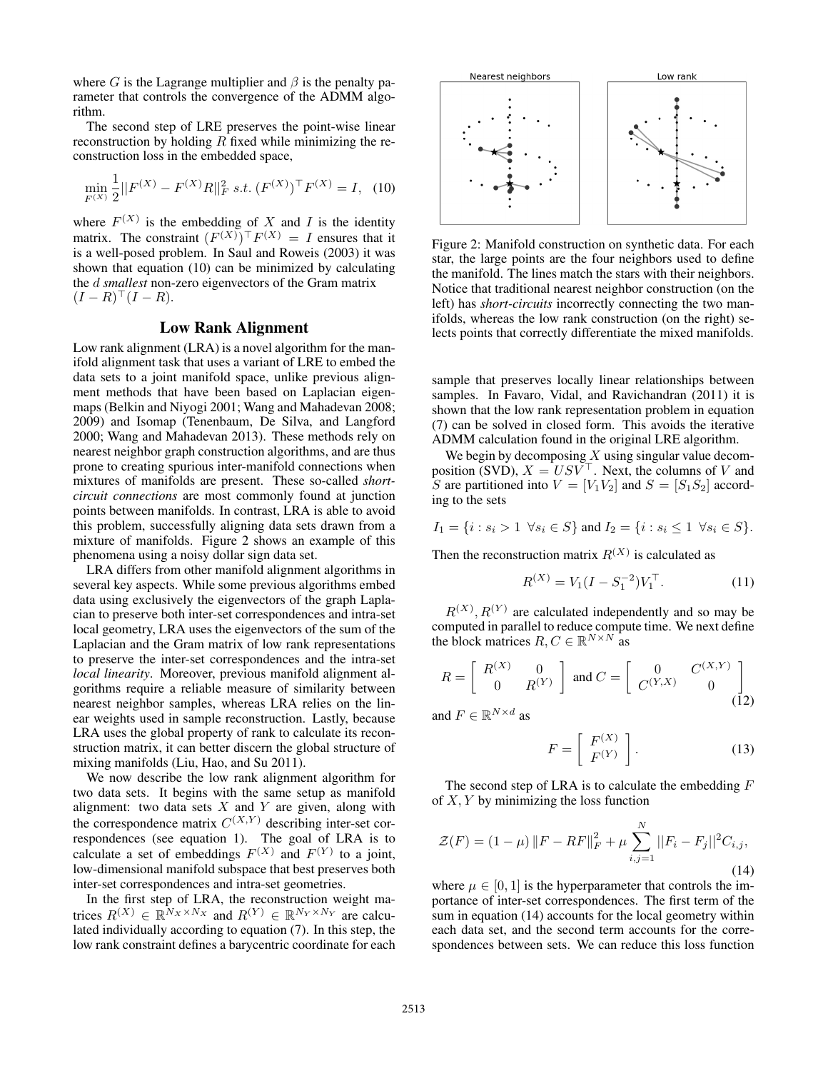where $G$ is the Lagrange multiplier and $\beta$ is the penalty parameter that controls the convergence of the ADMM algorithm.

The second step of LRE preserves the point-wise linear reconstruction by holding $R$ fixed while minimizing the reconstruction loss in the embedded space,

$$\min_{F^{(X)}} \frac{1}{2}||F^{(X)} - F^{(X)}R||_F^2 \; s.t. \; (F^{(X)})^\top F^{(X)} = I, \quad (10)$$

where $F^{(X)}$ is the embedding of $X$ and $I$ is the identity matrix. The constraint $(F^{(X)})^\top F^{(X)} = I$ ensures that it is a well-posed problem. In Saul and Roweis (2003) it was shown that equation (10) can be minimized by calculating the $d$ *smallest* non-zero eigenvectors of the Gram matrix $(I - R)^\top (I - R)$.

## Low Rank Alignment

Low rank alignment (LRA) is a novel algorithm for the manifold alignment task that uses a variant of LRE to embed the data sets to a joint manifold space, unlike previous alignment methods that have been based on Laplacian eigenmaps (Belkin and Niyogi 2001; Wang and Mahadevan 2008; 2009) and Isomap (Tenenbaum, De Silva, and Langford 2000; Wang and Mahadevan 2013). These methods rely on nearest neighbor graph construction algorithms, and are thus prone to creating spurious inter-manifold connections when mixtures of manifolds are present. These so-called *short-circuit connections* are most commonly found at junction points between manifolds. In contrast, LRA is able to avoid this problem, successfully aligning data sets drawn from a mixture of manifolds. Figure 2 shows an example of this phenomena using a noisy dollar sign data set.

LRA differs from other manifold alignment algorithms in several key aspects. While some previous algorithms embed data using exclusively the eigenvectors of the graph Laplacian to preserve both inter-set correspondences and intra-set local geometry, LRA uses the eigenvectors of the sum of the Laplacian and the Gram matrix of low rank representations to preserve the inter-set correspondences and the intra-set *local linearity*. Moreover, previous manifold alignment algorithms require a reliable measure of similarity between nearest neighbor samples, whereas LRA relies on the linear weights used in sample reconstruction. Lastly, because LRA uses the global property of rank to calculate its reconstruction matrix, it can better discern the global structure of mixing manifolds (Liu, Hao, and Su 2011).

We now describe the low rank alignment algorithm for two data sets. It begins with the same setup as manifold alignment: two data sets $X$ and $Y$ are given, along with the correspondence matrix $C^{(X,Y)}$ describing inter-set correspondences (see equation 1). The goal of LRA is to calculate a set of embeddings $F^{(X)}$ and $F^{(Y)}$ to a joint, low-dimensional manifold subspace that best preserves both inter-set correspondences and intra-set geometries.

In the first step of LRA, the reconstruction weight matrices $R^{(X)} \in \mathbb{R}^{N_X \times N_X}$ and $R^{(Y)} \in \mathbb{R}^{N_Y \times N_Y}$ are calculated individually according to equation (7). In this step, the low rank constraint defines a barycentric coordinate for each sample that preserves locally linear relationships between samples. In Favaro, Vidal, and Ravichandran (2011) it is shown that the low rank representation problem in equation (7) can be solved in closed form. This avoids the iterative ADMM calculation found in the original LRE algorithm.

Figure 2: Manifold construction on synthetic data. For each star, the large points are the four neighbors used to define the manifold. The lines match the stars with their neighbors. Notice that traditional nearest neighbor construction (on the left) has *short-circuits* incorrectly connecting the two manifolds, whereas the low rank construction (on the right) selects points that correctly differentiate the mixed manifolds.

We begin by decomposing $X$ using singular value decomposition (SVD), $X = USV^\top$. Next, the columns of $V$ and $S$ are partitioned into $V = [V_1 V_2]$ and $S = [S_1 S_2]$ according to the sets

$$I_1 = \{i : s_i > 1 \;\; \forall s_i \in S\} \text{ and } I_2 = \{i : s_i \leq 1 \;\; \forall s_i \in S\}.$$

Then the reconstruction matrix $R^{(X)}$ is calculated as

$$R^{(X)} = V_1(I - S_1^{-2})V_1^\top. \quad (11)$$

$R^{(X)}, R^{(Y)}$ are calculated independently and so may be computed in parallel to reduce compute time. We next define the block matrices $R, C \in \mathbb{R}^{N \times N}$ as

$$R = \begin{bmatrix} R^{(X)} & 0 \\ 0 & R^{(Y)} \end{bmatrix} \text{ and } C = \begin{bmatrix} 0 & C^{(X,Y)} \\ C^{(Y,X)} & 0 \end{bmatrix} \quad (12)$$

and $F \in \mathbb{R}^{N \times d}$ as

$$F = \begin{bmatrix} F^{(X)} \\ F^{(Y)} \end{bmatrix}. \quad (13)$$

The second step of LRA is to calculate the embedding $F$ of $X, Y$ by minimizing the loss function

$$\mathcal{Z}(F) = (1 - \mu) \|F - RF\|_F^2 + \mu \sum_{i,j=1}^{N} ||F_i - F_j||^2 C_{i,j}, \quad (14)$$

where $\mu \in [0, 1]$ is the hyperparameter that controls the importance of inter-set correspondences. The first term of the sum in equation (14) accounts for the local geometry within each data set, and the second term accounts for the correspondences between sets. We can reduce this loss function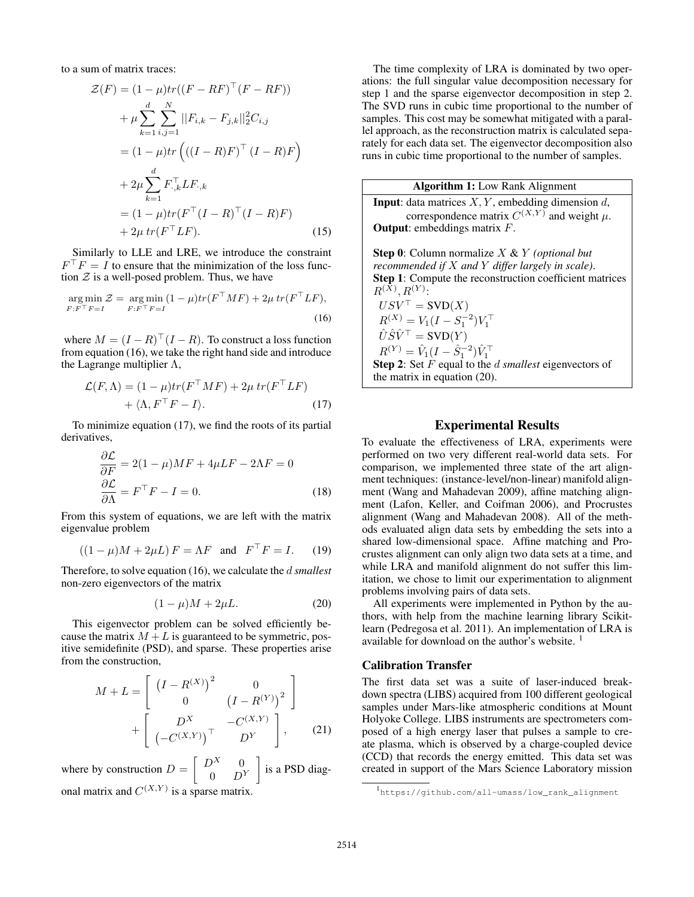to a sum of matrix traces:

$$
\begin{aligned}
\mathcal{Z}(F) &= (1-\mu)tr((F-RF)^\top(F-RF)) \\
&\quad + \mu \sum_{k=1}^{d}\sum_{i,j=1}^{N} ||F_{i,k} - F_{j,k}||_2^2 C_{i,j} \\
&= (1-\mu)tr\left(((I-R)F)^\top (I-R)F\right) \\
&\quad + 2\mu \sum_{k=1}^{d} F_{\cdot,k}^\top L F_{\cdot,k} \\
&= (1-\mu)tr(F^\top (I-R)^\top (I-R)F) \\
&\quad + 2\mu\, tr(F^\top L F).
\end{aligned} \tag{15}
$$

Similarly to LLE and LRE, we introduce the constraint $F^\top F = I$ to ensure that the minimization of the loss function $\mathcal{Z}$ is a well-posed problem. Thus, we have

$$
\underset{F:F^\top F=I}{\arg\min}\ \mathcal{Z} = \underset{F:F^\top F=I}{\arg\min}\ (1-\mu)tr(F^\top MF) + 2\mu\, tr(F^\top LF), \tag{16}
$$

where $M = (I-R)^\top(I-R)$. To construct a loss function from equation (16), we take the right hand side and introduce the Lagrange multiplier $\Lambda$,

$$
\begin{aligned}
\mathcal{L}(F,\Lambda) &= (1-\mu)tr(F^\top MF) + 2\mu\, tr(F^\top LF) \\
&\quad + \langle \Lambda, F^\top F - I\rangle.
\end{aligned} \tag{17}
$$

To minimize equation (17), we find the roots of its partial derivatives,

$$
\begin{aligned}
\frac{\partial \mathcal{L}}{\partial F} &= 2(1-\mu)MF + 4\mu LF - 2\Lambda F = 0 \\
\frac{\partial \mathcal{L}}{\partial \Lambda} &= F^\top F - I = 0.
\end{aligned} \tag{18}
$$

From this system of equations, we are left with the matrix eigenvalue problem

$$
((1-\mu)M + 2\mu L)\, F = \Lambda F \quad \text{and} \quad F^\top F = I. \tag{19}
$$

Therefore, to solve equation (16), we calculate the $d$ *smallest* non-zero eigenvectors of the matrix

$$
(1-\mu)M + 2\mu L. \tag{20}
$$

This eigenvector problem can be solved efficiently because the matrix $M + L$ is guaranteed to be symmetric, positive semidefinite (PSD), and sparse. These properties arise from the construction,

$$
\begin{aligned}
M + L &= \begin{bmatrix} \left(I - R^{(X)}\right)^2 & 0 \\ 0 & \left(I - R^{(Y)}\right)^2 \end{bmatrix} \\
&\quad + \begin{bmatrix} D^X & -C^{(X,Y)} \\ \left(-C^{(X,Y)}\right)^\top & D^Y \end{bmatrix},
\end{aligned} \tag{21}
$$

where by construction $D = \begin{bmatrix} D^X & 0 \\ 0 & D^Y \end{bmatrix}$ is a PSD diagonal matrix and $C^{(X,Y)}$ is a sparse matrix.

The time complexity of LRA is dominated by two operations: the full singular value decomposition necessary for step 1 and the sparse eigenvector decomposition in step 2. The SVD runs in cubic time proportional to the number of samples. This cost may be somewhat mitigated with a parallel approach, as the reconstruction matrix is calculated separately for each data set. The eigenvector decomposition also runs in cubic time proportional to the number of samples.

**Algorithm 1:** Low Rank Alignment

**Input**: data matrices $X, Y$, embedding dimension $d$, correspondence matrix $C^{(X,Y)}$ and weight $\mu$.
**Output**: embeddings matrix $F$.

**Step 0**: Column normalize $X$ & $Y$ *(optional but recommended if $X$ and $Y$ differ largely in scale)*.
**Step 1**: Compute the reconstruction coefficient matrices $R^{(X)}, R^{(Y)}$:
$USV^\top = \text{SVD}(X)$
$R^{(X)} = V_1(I - S_1^{-2})V_1^\top$
$\hat{U}\hat{S}\hat{V}^\top = \text{SVD}(Y)$
$R^{(Y)} = \hat{V}_1(I - \hat{S}_1^{-2})\hat{V}_1^\top$
**Step 2**: Set $F$ equal to the $d$ *smallest* eigenvectors of the matrix in equation (20).

# Experimental Results

To evaluate the effectiveness of LRA, experiments were performed on two very different real-world data sets. For comparison, we implemented three state of the art alignment techniques: (instance-level/non-linear) manifold alignment (Wang and Mahadevan 2009), affine matching alignment (Lafon, Keller, and Coifman 2006), and Procrustes alignment (Wang and Mahadevan 2008). All of the methods evaluated align data sets by embedding the sets into a shared low-dimensional space. Affine matching and Procrustes alignment can only align two data sets at a time, and while LRA and manifold alignment do not suffer this limitation, we chose to limit our experimentation to alignment problems involving pairs of data sets.

All experiments were implemented in Python by the authors, with help from the machine learning library Scikit-learn (Pedregosa et al. 2011). An implementation of LRA is available for download on the author's website. [1]

## Calibration Transfer

The first data set was a suite of laser-induced breakdown spectra (LIBS) acquired from 100 different geological samples under Mars-like atmospheric conditions at Mount Holyoke College. LIBS instruments are spectrometers composed of a high energy laser that pulses a sample to create plasma, which is observed by a charge-coupled device (CCD) that records the energy emitted. This data set was created in support of the Mars Science Laboratory mission

[1] https://github.com/all-umass/low_rank_alignment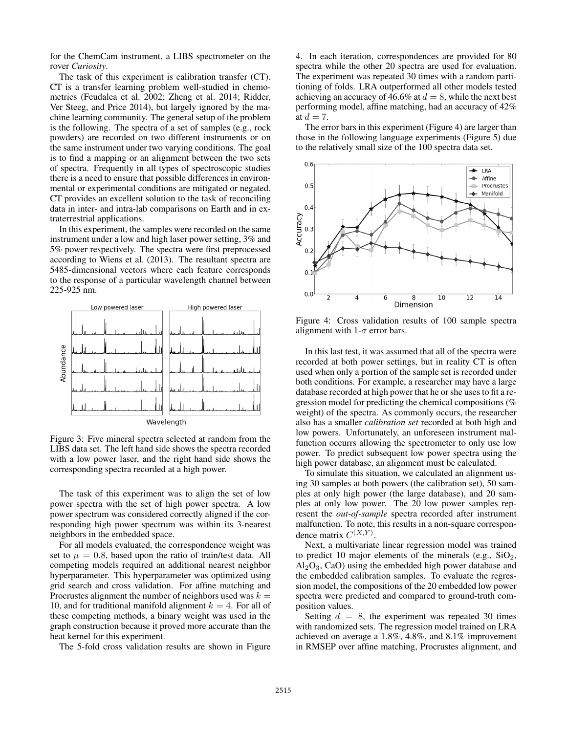for the ChemCam instrument, a LIBS spectrometer on the rover *Curiosity*.

The task of this experiment is calibration transfer (CT). CT is a transfer learning problem well-studied in chemometrics (Feudalea et al. 2002; Zheng et al. 2014; Ridder, Ver Steeg, and Price 2014), but largely ignored by the machine learning community. The general setup of the problem is the following. The spectra of a set of samples (e.g., rock powders) are recorded on two different instruments or on the same instrument under two varying conditions. The goal is to find a mapping or an alignment between the two sets of spectra. Frequently in all types of spectroscopic studies there is a need to ensure that possible differences in environmental or experimental conditions are mitigated or negated. CT provides an excellent solution to the task of reconciling data in inter- and intra-lab comparisons on Earth and in extraterrestrial applications.

In this experiment, the samples were recorded on the same instrument under a low and high laser power setting, 3% and 5% power respectively. The spectra were first preprocessed according to Wiens et al. (2013). The resultant spectra are 5485-dimensional vectors where each feature corresponds to the response of a particular wavelength channel between 225-925 nm.

Figure 3: Five mineral spectra selected at random from the LIBS data set. The left hand side shows the spectra recorded with a low power laser, and the right hand side shows the corresponding spectra recorded at a high power.

The task of this experiment was to align the set of low power spectra with the set of high power spectra. A low power spectrum was considered correctly aligned if the corresponding high power spectrum was within its 3-nearest neighbors in the embedded space.

For all models evaluated, the correspondence weight was set to $\mu = 0.8$, based upon the ratio of train/test data. All competing models required an additional nearest neighbor hyperparameter. This hyperparameter was optimized using grid search and cross validation. For affine matching and Procrustes alignment the number of neighbors used was $k = 10$, and for traditional manifold alignment $k = 4$. For all of these competing methods, a binary weight was used in the graph construction because it proved more accurate than the heat kernel for this experiment.

The 5-fold cross validation results are shown in Figure 4. In each iteration, correspondences are provided for 80 spectra while the other 20 spectra are used for evaluation. The experiment was repeated 30 times with a random partitioning of folds. LRA outperformed all other models tested achieving an accuracy of 46.6% at $d = 8$, while the next best performing model, affine matching, had an accuracy of 42% at $d = 7$.

The error bars in this experiment (Figure 4) are larger than those in the following language experiments (Figure 5) due to the relatively small size of the 100 spectra data set.

Figure 4: Cross validation results of 100 sample spectra alignment with 1-$\sigma$ error bars.

In this last test, it was assumed that all of the spectra were recorded at both power settings, but in reality CT is often used when only a portion of the sample set is recorded under both conditions. For example, a researcher may have a large database recorded at high power that he or she uses to fit a regression model for predicting the chemical compositions (% weight) of the spectra. As commonly occurs, the researcher also has a smaller *calibration set* recorded at both high and low powers. Unfortunately, an unforeseen instrument malfunction occurrs allowing the spectrometer to only use low power. To predict subsequent low power spectra using the high power database, an alignment must be calculated.

To simulate this situation, we calculated an alignment using 30 samples at both powers (the calibration set), 50 samples at only high power (the large database), and 20 samples at only low power. The 20 low power samples represent the *out-of-sample* spectra recorded after instrument malfunction. To note, this results in a non-square correspondence matrix $C^{(X,Y)}$.

Next, a multivariate linear regression model was trained to predict 10 major elements of the minerals (e.g., $SiO_2$, $Al_2O_3$, CaO) using the embedded high power database and the embedded calibration samples. To evaluate the regression model, the compositions of the 20 embedded low power spectra were predicted and compared to ground-truth composition values.

Setting $d = 8$, the experiment was repeated 30 times with randomized sets. The regression model trained on LRA achieved on average a 1.8%, 4.8%, and 8.1% improvement in RMSEP over affine matching, Procrustes alignment, and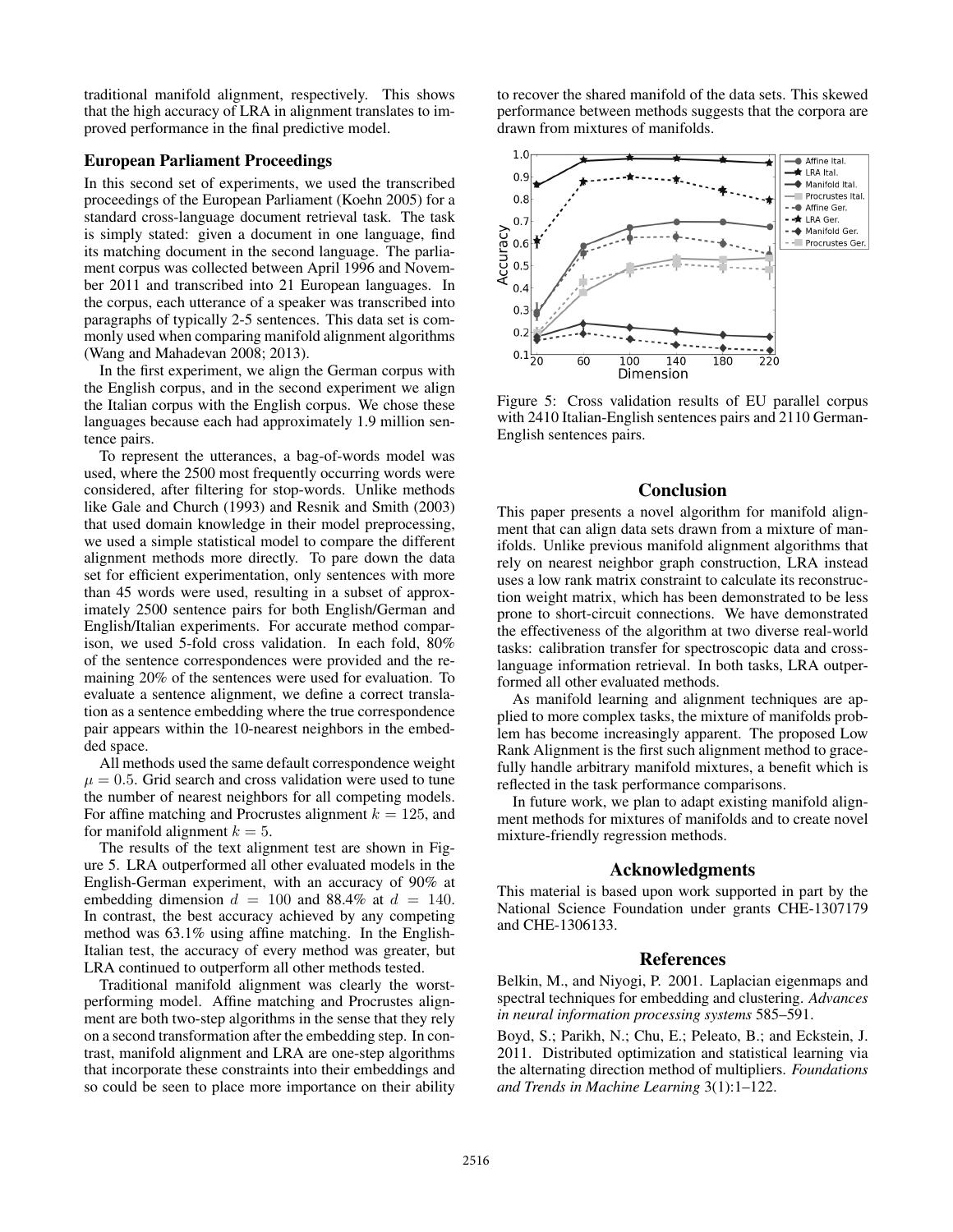traditional manifold alignment, respectively. This shows that the high accuracy of LRA in alignment translates to improved performance in the final predictive model.

### European Parliament Proceedings

In this second set of experiments, we used the transcribed proceedings of the European Parliament (Koehn 2005) for a standard cross-language document retrieval task. The task is simply stated: given a document in one language, find its matching document in the second language. The parliament corpus was collected between April 1996 and November 2011 and transcribed into 21 European languages. In the corpus, each utterance of a speaker was transcribed into paragraphs of typically 2-5 sentences. This data set is commonly used when comparing manifold alignment algorithms (Wang and Mahadevan 2008; 2013).

In the first experiment, we align the German corpus with the English corpus, and in the second experiment we align the Italian corpus with the English corpus. We chose these languages because each had approximately 1.9 million sentence pairs.

To represent the utterances, a bag-of-words model was used, where the 2500 most frequently occurring words were considered, after filtering for stop-words. Unlike methods like Gale and Church (1993) and Resnik and Smith (2003) that used domain knowledge in their model preprocessing, we used a simple statistical model to compare the different alignment methods more directly. To pare down the data set for efficient experimentation, only sentences with more than 45 words were used, resulting in a subset of approximately 2500 sentence pairs for both English/German and English/Italian experiments. For accurate method comparison, we used 5-fold cross validation. In each fold, 80% of the sentence correspondences were provided and the remaining 20% of the sentences were used for evaluation. To evaluate a sentence alignment, we define a correct translation as a sentence embedding where the true correspondence pair appears within the 10-nearest neighbors in the embedded space.

All methods used the same default correspondence weight $\mu = 0.5$. Grid search and cross validation were used to tune the number of nearest neighbors for all competing models. For affine matching and Procrustes alignment $k = 125$, and for manifold alignment $k = 5$.

The results of the text alignment test are shown in Figure 5. LRA outperformed all other evaluated models in the English-German experiment, with an accuracy of 90% at embedding dimension $d = 100$ and 88.4% at $d = 140$. In contrast, the best accuracy achieved by any competing method was 63.1% using affine matching. In the English-Italian test, the accuracy of every method was greater, but LRA continued to outperform all other methods tested.

Traditional manifold alignment was clearly the worst-performing model. Affine matching and Procrustes alignment are both two-step algorithms in the sense that they rely on a second transformation after the embedding step. In contrast, manifold alignment and LRA are one-step algorithms that incorporate these constraints into their embeddings and so could be seen to place more importance on their ability to recover the shared manifold of the data sets. This skewed performance between methods suggests that the corpora are drawn from mixtures of manifolds.

Figure 5: Cross validation results of EU parallel corpus with 2410 Italian-English sentences pairs and 2110 German-English sentences pairs.

## Conclusion

This paper presents a novel algorithm for manifold alignment that can align data sets drawn from a mixture of manifolds. Unlike previous manifold alignment algorithms that rely on nearest neighbor graph construction, LRA instead uses a low rank matrix constraint to calculate its reconstruction weight matrix, which has been demonstrated to be less prone to short-circuit connections. We have demonstrated the effectiveness of the algorithm at two diverse real-world tasks: calibration transfer for spectroscopic data and cross-language information retrieval. In both tasks, LRA outperformed all other evaluated methods.

As manifold learning and alignment techniques are applied to more complex tasks, the mixture of manifolds problem has become increasingly apparent. The proposed Low Rank Alignment is the first such alignment method to gracefully handle arbitrary manifold mixtures, a benefit which is reflected in the task performance comparisons.

In future work, we plan to adapt existing manifold alignment methods for mixtures of manifolds and to create novel mixture-friendly regression methods.

## Acknowledgments

This material is based upon work supported in part by the National Science Foundation under grants CHE-1307179 and CHE-1306133.

## References

Belkin, M., and Niyogi, P. 2001. Laplacian eigenmaps and spectral techniques for embedding and clustering. *Advances in neural information processing systems* 585–591.

Boyd, S.; Parikh, N.; Chu, E.; Peleato, B.; and Eckstein, J. 2011. Distributed optimization and statistical learning via the alternating direction method of multipliers. *Foundations and Trends in Machine Learning* 3(1):1–122.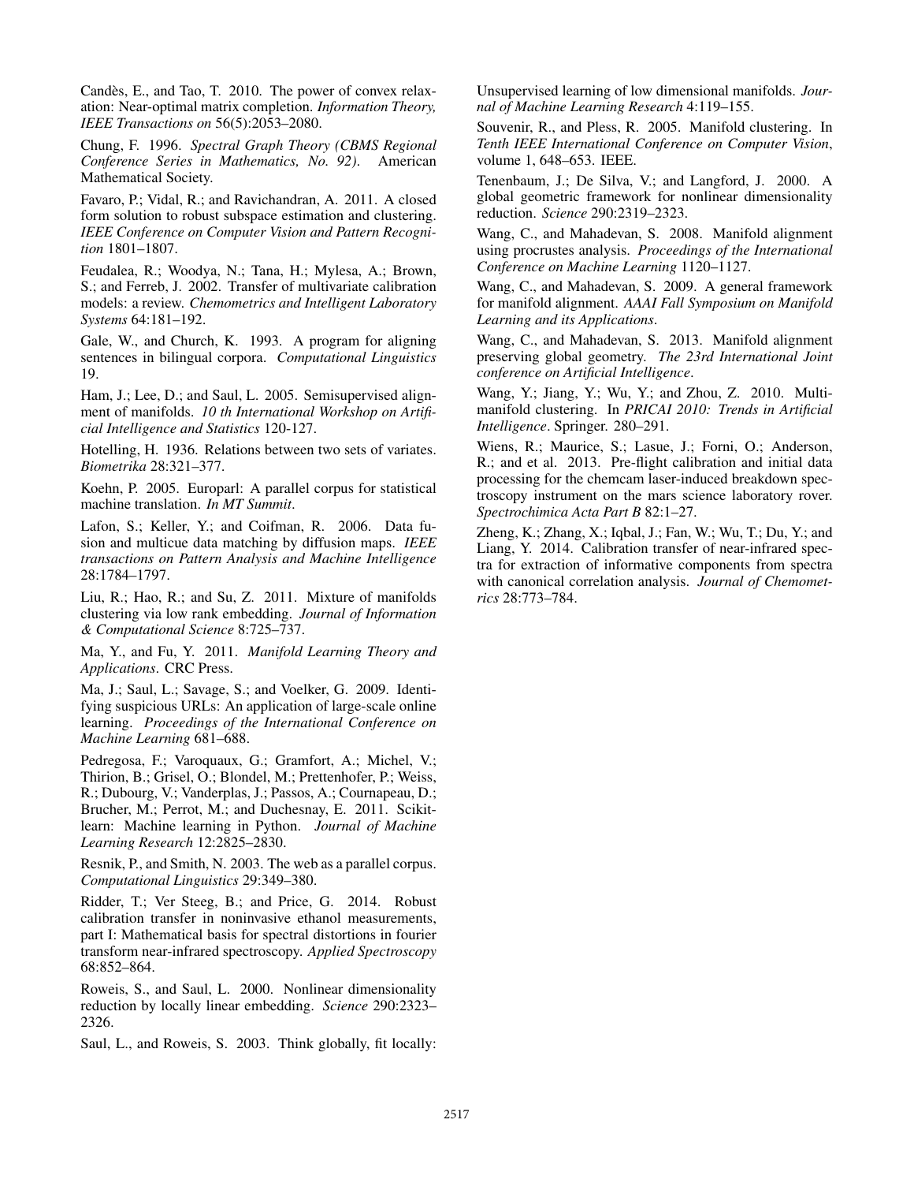Candès, E., and Tao, T. 2010. The power of convex relaxation: Near-optimal matrix completion. *Information Theory, IEEE Transactions on* 56(5):2053–2080.

Chung, F. 1996. *Spectral Graph Theory (CBMS Regional Conference Series in Mathematics, No. 92)*. American Mathematical Society.

Favaro, P.; Vidal, R.; and Ravichandran, A. 2011. A closed form solution to robust subspace estimation and clustering. *IEEE Conference on Computer Vision and Pattern Recognition* 1801–1807.

Feudalea, R.; Woodya, N.; Tana, H.; Mylesa, A.; Brown, S.; and Ferreb, J. 2002. Transfer of multivariate calibration models: a review. *Chemometrics and Intelligent Laboratory Systems* 64:181–192.

Gale, W., and Church, K. 1993. A program for aligning sentences in bilingual corpora. *Computational Linguistics* 19.

Ham, J.; Lee, D.; and Saul, L. 2005. Semisupervised alignment of manifolds. *10 th International Workshop on Artificial Intelligence and Statistics* 120-127.

Hotelling, H. 1936. Relations between two sets of variates. *Biometrika* 28:321–377.

Koehn, P. 2005. Europarl: A parallel corpus for statistical machine translation. *In MT Summit*.

Lafon, S.; Keller, Y.; and Coifman, R. 2006. Data fusion and multicue data matching by diffusion maps. *IEEE transactions on Pattern Analysis and Machine Intelligence* 28:1784–1797.

Liu, R.; Hao, R.; and Su, Z. 2011. Mixture of manifolds clustering via low rank embedding. *Journal of Information & Computational Science* 8:725–737.

Ma, Y., and Fu, Y. 2011. *Manifold Learning Theory and Applications*. CRC Press.

Ma, J.; Saul, L.; Savage, S.; and Voelker, G. 2009. Identifying suspicious URLs: An application of large-scale online learning. *Proceedings of the International Conference on Machine Learning* 681–688.

Pedregosa, F.; Varoquaux, G.; Gramfort, A.; Michel, V.; Thirion, B.; Grisel, O.; Blondel, M.; Prettenhofer, P.; Weiss, R.; Dubourg, V.; Vanderplas, J.; Passos, A.; Cournapeau, D.; Brucher, M.; Perrot, M.; and Duchesnay, E. 2011. Scikit-learn: Machine learning in Python. *Journal of Machine Learning Research* 12:2825–2830.

Resnik, P., and Smith, N. 2003. The web as a parallel corpus. *Computational Linguistics* 29:349–380.

Ridder, T.; Ver Steeg, B.; and Price, G. 2014. Robust calibration transfer in noninvasive ethanol measurements, part I: Mathematical basis for spectral distortions in fourier transform near-infrared spectroscopy. *Applied Spectroscopy* 68:852–864.

Roweis, S., and Saul, L. 2000. Nonlinear dimensionality reduction by locally linear embedding. *Science* 290:2323–2326.

Saul, L., and Roweis, S. 2003. Think globally, fit locally: Unsupervised learning of low dimensional manifolds. *Journal of Machine Learning Research* 4:119–155.

Souvenir, R., and Pless, R. 2005. Manifold clustering. In *Tenth IEEE International Conference on Computer Vision*, volume 1, 648–653. IEEE.

Tenenbaum, J.; De Silva, V.; and Langford, J. 2000. A global geometric framework for nonlinear dimensionality reduction. *Science* 290:2319–2323.

Wang, C., and Mahadevan, S. 2008. Manifold alignment using procrustes analysis. *Proceedings of the International Conference on Machine Learning* 1120–1127.

Wang, C., and Mahadevan, S. 2009. A general framework for manifold alignment. *AAAI Fall Symposium on Manifold Learning and its Applications*.

Wang, C., and Mahadevan, S. 2013. Manifold alignment preserving global geometry. *The 23rd International Joint conference on Artificial Intelligence*.

Wang, Y.; Jiang, Y.; Wu, Y.; and Zhou, Z. 2010. Multi-manifold clustering. In *PRICAI 2010: Trends in Artificial Intelligence*. Springer. 280–291.

Wiens, R.; Maurice, S.; Lasue, J.; Forni, O.; Anderson, R.; and et al. 2013. Pre-flight calibration and initial data processing for the chemcam laser-induced breakdown spectroscopy instrument on the mars science laboratory rover. *Spectrochimica Acta Part B* 82:1–27.

Zheng, K.; Zhang, X.; Iqbal, J.; Fan, W.; Wu, T.; Du, Y.; and Liang, Y. 2014. Calibration transfer of near-infrared spectra for extraction of informative components from spectra with canonical correlation analysis. *Journal of Chemometrics* 28:773–784.